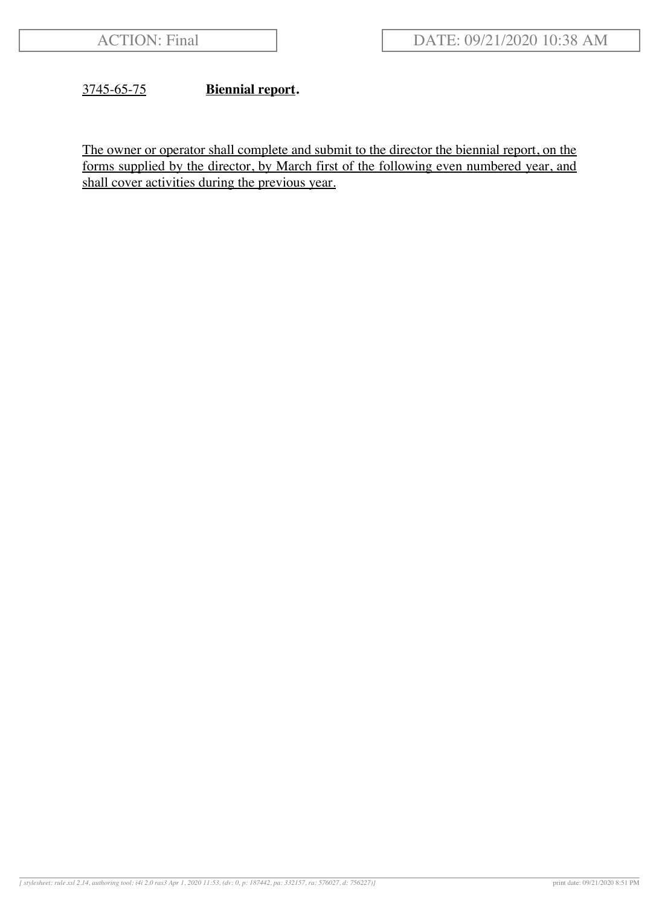3745-65-75 **Biennial report.**

The owner or operator shall complete and submit to the director the biennial report, on the forms supplied by the director, by March first of the following even numbered year, and shall cover activities during the previous year.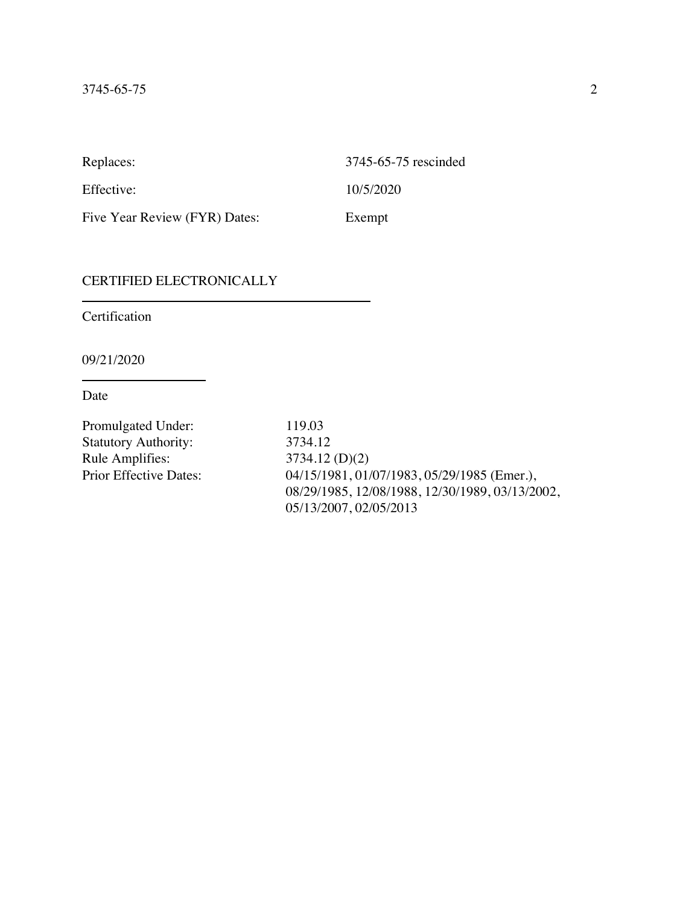| | |
|---|---|
| Replaces: | 3745-65-75 rescinded |
| Effective: | 10/5/2020 |
| Five Year Review (FYR) Dates: | Exempt |

CERTIFIED ELECTRONICALLY

---

Certification

09/21/2020

---

Date

| | |
|---|---|
| Promulgated Under: | 119.03 |
| Statutory Authority: | 3734.12 |
| Rule Amplifies: | 3734.12 (D)(2) |
| Prior Effective Dates: | 04/15/1981, 01/07/1983, 05/29/1985 (Emer.), 08/29/1985, 12/08/1988, 12/30/1989, 03/13/2002, 05/13/2007, 02/05/2013 |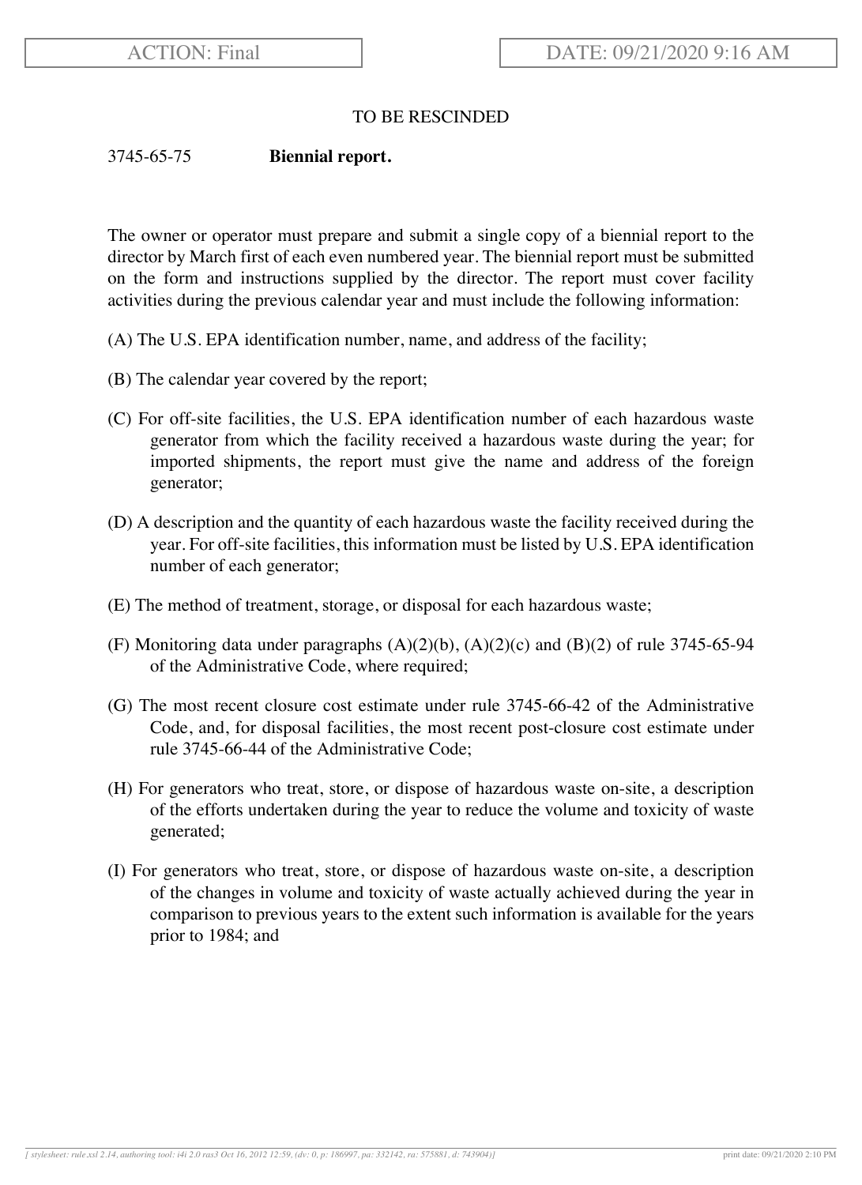TO BE RESCINDED

3745-65-75 **Biennial report.**

The owner or operator must prepare and submit a single copy of a biennial report to the director by March first of each even numbered year. The biennial report must be submitted on the form and instructions supplied by the director. The report must cover facility activities during the previous calendar year and must include the following information:

(A) The U.S. EPA identification number, name, and address of the facility;

(B) The calendar year covered by the report;

(C) For off-site facilities, the U.S. EPA identification number of each hazardous waste generator from which the facility received a hazardous waste during the year; for imported shipments, the report must give the name and address of the foreign generator;

(D) A description and the quantity of each hazardous waste the facility received during the year. For off-site facilities, this information must be listed by U.S. EPA identification number of each generator;

(E) The method of treatment, storage, or disposal for each hazardous waste;

(F) Monitoring data under paragraphs (A)(2)(b), (A)(2)(c) and (B)(2) of rule 3745-65-94 of the Administrative Code, where required;

(G) The most recent closure cost estimate under rule 3745-66-42 of the Administrative Code, and, for disposal facilities, the most recent post-closure cost estimate under rule 3745-66-44 of the Administrative Code;

(H) For generators who treat, store, or dispose of hazardous waste on-site, a description of the efforts undertaken during the year to reduce the volume and toxicity of waste generated;

(I) For generators who treat, store, or dispose of hazardous waste on-site, a description of the changes in volume and toxicity of waste actually achieved during the year in comparison to previous years to the extent such information is available for the years prior to 1984; and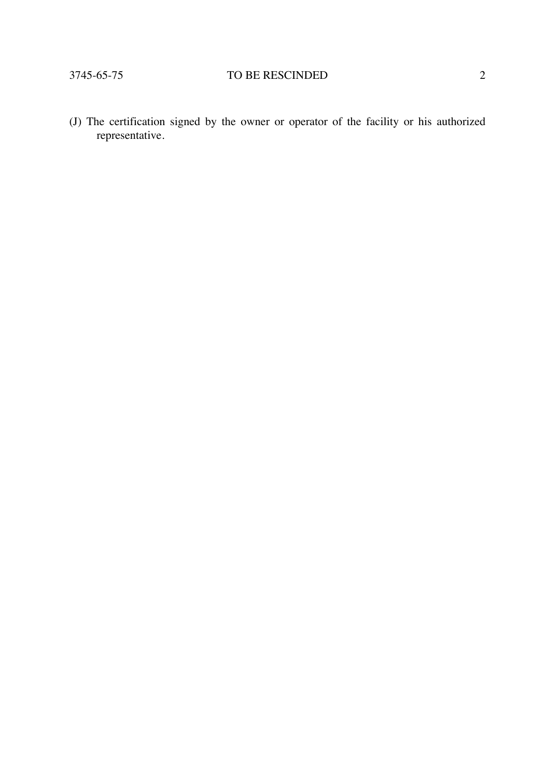(J) The certification signed by the owner or operator of the facility or his authorized representative.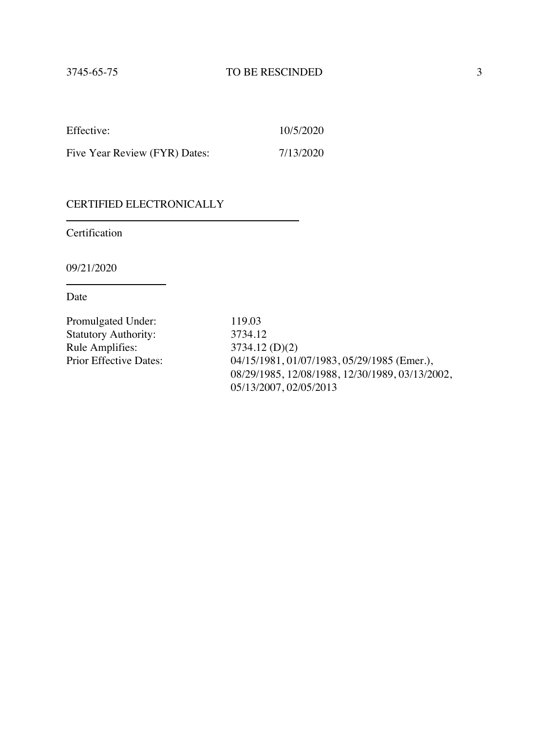Effective: 10/5/2020

Five Year Review (FYR) Dates: 7/13/2020

CERTIFIED ELECTRONICALLY

Certification

09/21/2020

Date

| | |
|---|---|
| Promulgated Under: | 119.03 |
| Statutory Authority: | 3734.12 |
| Rule Amplifies: | 3734.12 (D)(2) |
| Prior Effective Dates: | 04/15/1981, 01/07/1983, 05/29/1985 (Emer.), 08/29/1985, 12/08/1988, 12/30/1989, 03/13/2002, 05/13/2007, 02/05/2013 |